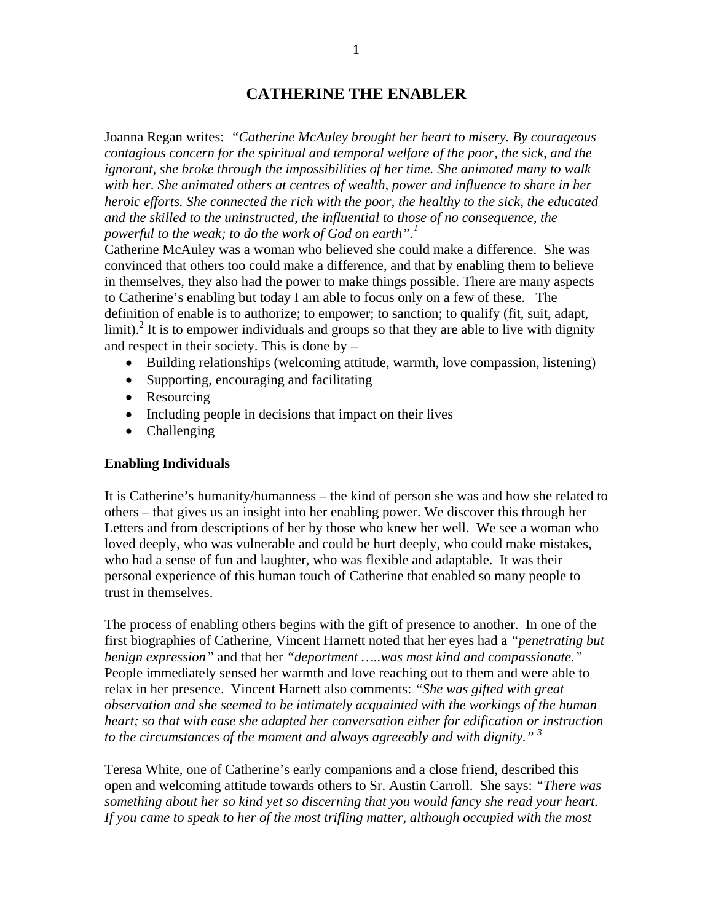# CATHERINE THE ENABLER

Joanna Regan writes: *"Catherine McAuley brought her heart to misery. By courageous contagious concern for the spiritual and temporal welfare of the poor, the sick, and the ignorant, she broke through the impossibilities of her time. She animated many to walk with her. She animated others at centres of wealth, power and influence to share in her heroic efforts. She connected the rich with the poor, the healthy to the sick, the educated and the skilled to the uninstructed, the influential to those of no consequence, the powerful to the weak; to do the work of God on earth".*[1]

Catherine McAuley was a woman who believed she could make a difference. She was convinced that others too could make a difference, and that by enabling them to believe in themselves, they also had the power to make things possible. There are many aspects to Catherine's enabling but today I am able to focus only on a few of these. The definition of enable is to authorize; to empower; to sanction; to qualify (fit, suit, adapt, limit).[2] It is to empower individuals and groups so that they are able to live with dignity and respect in their society. This is done by –

- Building relationships (welcoming attitude, warmth, love compassion, listening)
- Supporting, encouraging and facilitating
- Resourcing
- Including people in decisions that impact on their lives
- Challenging

**Enabling Individuals**

It is Catherine's humanity/humanness – the kind of person she was and how she related to others – that gives us an insight into her enabling power. We discover this through her Letters and from descriptions of her by those who knew her well. We see a woman who loved deeply, who was vulnerable and could be hurt deeply, who could make mistakes, who had a sense of fun and laughter, who was flexible and adaptable. It was their personal experience of this human touch of Catherine that enabled so many people to trust in themselves.

The process of enabling others begins with the gift of presence to another. In one of the first biographies of Catherine, Vincent Harnett noted that her eyes had a *"penetrating but benign expression"* and that her *"deportment …..was most kind and compassionate."* People immediately sensed her warmth and love reaching out to them and were able to relax in her presence. Vincent Harnett also comments: *"She was gifted with great observation and she seemed to be intimately acquainted with the workings of the human heart; so that with ease she adapted her conversation either for edification or instruction to the circumstances of the moment and always agreeably and with dignity."* [3]

Teresa White, one of Catherine's early companions and a close friend, described this open and welcoming attitude towards others to Sr. Austin Carroll. She says: *"There was something about her so kind yet so discerning that you would fancy she read your heart. If you came to speak to her of the most trifling matter, although occupied with the most*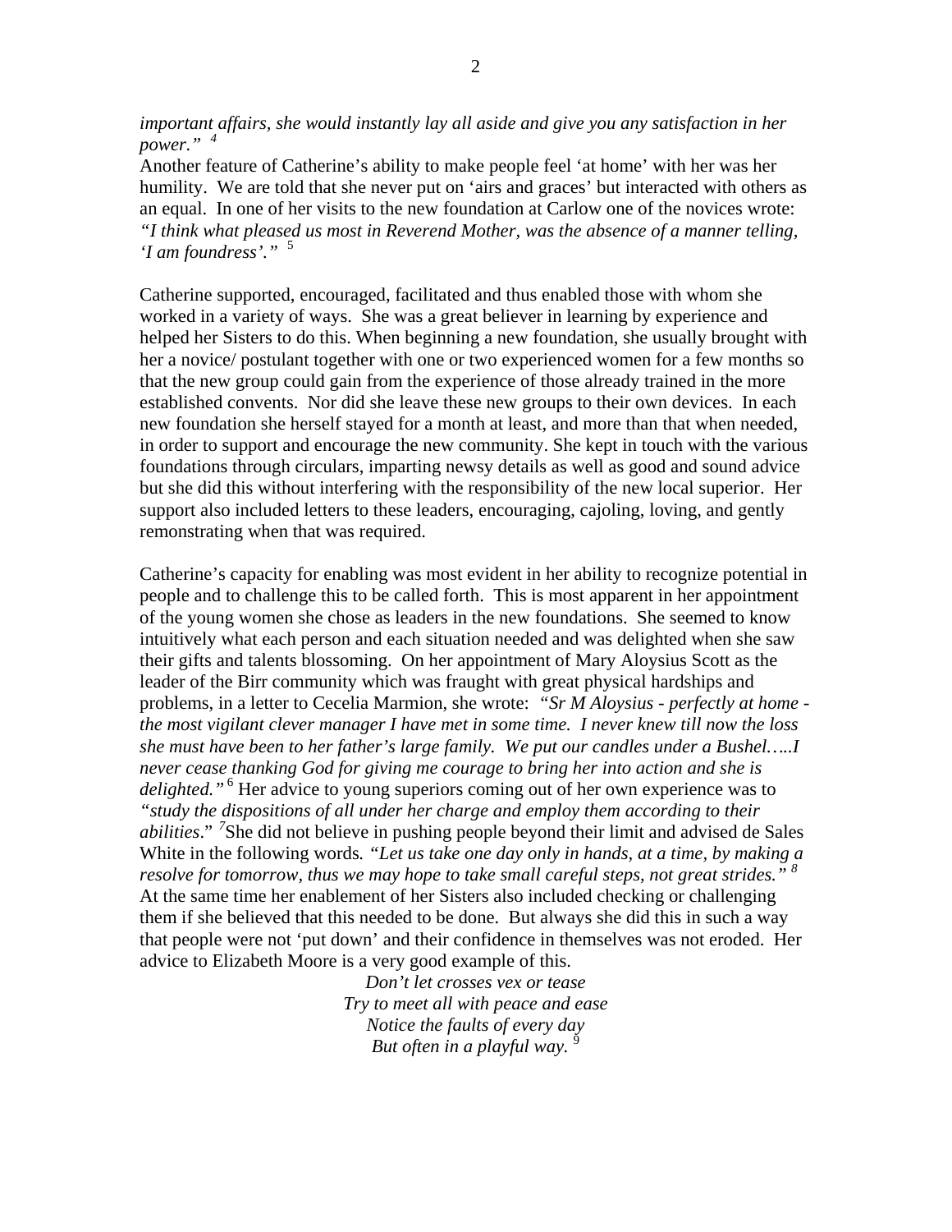*important affairs, she would instantly lay all aside and give you any satisfaction in her power."* [4]

Another feature of Catherine's ability to make people feel 'at home' with her was her humility. We are told that she never put on 'airs and graces' but interacted with others as an equal. In one of her visits to the new foundation at Carlow one of the novices wrote: *"I think what pleased us most in Reverend Mother, was the absence of a manner telling, 'I am foundress'."* [5]

Catherine supported, encouraged, facilitated and thus enabled those with whom she worked in a variety of ways. She was a great believer in learning by experience and helped her Sisters to do this. When beginning a new foundation, she usually brought with her a novice/ postulant together with one or two experienced women for a few months so that the new group could gain from the experience of those already trained in the more established convents. Nor did she leave these new groups to their own devices. In each new foundation she herself stayed for a month at least, and more than that when needed, in order to support and encourage the new community. She kept in touch with the various foundations through circulars, imparting newsy details as well as good and sound advice but she did this without interfering with the responsibility of the new local superior. Her support also included letters to these leaders, encouraging, cajoling, loving, and gently remonstrating when that was required.

Catherine's capacity for enabling was most evident in her ability to recognize potential in people and to challenge this to be called forth. This is most apparent in her appointment of the young women she chose as leaders in the new foundations. She seemed to know intuitively what each person and each situation needed and was delighted when she saw their gifts and talents blossoming. On her appointment of Mary Aloysius Scott as the leader of the Birr community which was fraught with great physical hardships and problems, in a letter to Cecelia Marmion, she wrote: *"Sr M Aloysius - perfectly at home - the most vigilant clever manager I have met in some time. I never knew till now the loss she must have been to her father's large family. We put our candles under a Bushel…..I never cease thanking God for giving me courage to bring her into action and she is delighted."* [6] Her advice to young superiors coming out of her own experience was to *"study the dispositions of all under her charge and employ them according to their abilities*." [7]She did not believe in pushing people beyond their limit and advised de Sales White in the following words*. "Let us take one day only in hands, at a time, by making a resolve for tomorrow, thus we may hope to take small careful steps, not great strides."* [8] At the same time her enablement of her Sisters also included checking or challenging them if she believed that this needed to be done. But always she did this in such a way that people were not 'put down' and their confidence in themselves was not eroded. Her advice to Elizabeth Moore is a very good example of this.

*Don't let crosses vex or tease*
*Try to meet all with peace and ease*
*Notice the faults of every day*
*But often in a playful way.* [9]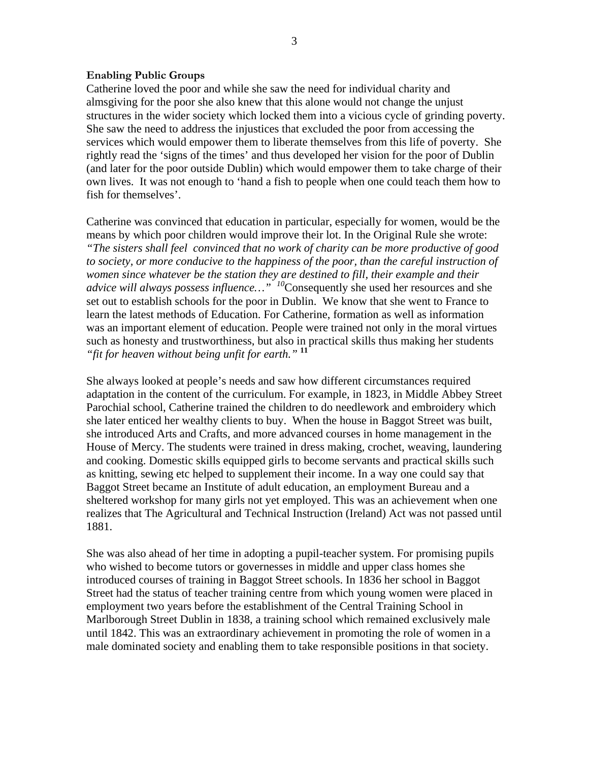**Enabling Public Groups**

Catherine loved the poor and while she saw the need for individual charity and almsgiving for the poor she also knew that this alone would not change the unjust structures in the wider society which locked them into a vicious cycle of grinding poverty. She saw the need to address the injustices that excluded the poor from accessing the services which would empower them to liberate themselves from this life of poverty. She rightly read the 'signs of the times' and thus developed her vision for the poor of Dublin (and later for the poor outside Dublin) which would empower them to take charge of their own lives. It was not enough to 'hand a fish to people when one could teach them how to fish for themselves'.

Catherine was convinced that education in particular, especially for women, would be the means by which poor children would improve their lot. In the Original Rule she wrote: *"The sisters shall feel convinced that no work of charity can be more productive of good to society, or more conducive to the happiness of the poor, than the careful instruction of women since whatever be the station they are destined to fill, their example and their advice will always possess influence…"* [10] Consequently she used her resources and she set out to establish schools for the poor in Dublin. We know that she went to France to learn the latest methods of Education. For Catherine, formation as well as information was an important element of education. People were trained not only in the moral virtues such as honesty and trustworthiness, but also in practical skills thus making her students *"fit for heaven without being unfit for earth."* [11]

She always looked at people's needs and saw how different circumstances required adaptation in the content of the curriculum. For example, in 1823, in Middle Abbey Street Parochial school, Catherine trained the children to do needlework and embroidery which she later enticed her wealthy clients to buy. When the house in Baggot Street was built, she introduced Arts and Crafts, and more advanced courses in home management in the House of Mercy. The students were trained in dress making, crochet, weaving, laundering and cooking. Domestic skills equipped girls to become servants and practical skills such as knitting, sewing etc helped to supplement their income. In a way one could say that Baggot Street became an Institute of adult education, an employment Bureau and a sheltered workshop for many girls not yet employed. This was an achievement when one realizes that The Agricultural and Technical Instruction (Ireland) Act was not passed until 1881.

She was also ahead of her time in adopting a pupil-teacher system. For promising pupils who wished to become tutors or governesses in middle and upper class homes she introduced courses of training in Baggot Street schools. In 1836 her school in Baggot Street had the status of teacher training centre from which young women were placed in employment two years before the establishment of the Central Training School in Marlborough Street Dublin in 1838, a training school which remained exclusively male until 1842. This was an extraordinary achievement in promoting the role of women in a male dominated society and enabling them to take responsible positions in that society.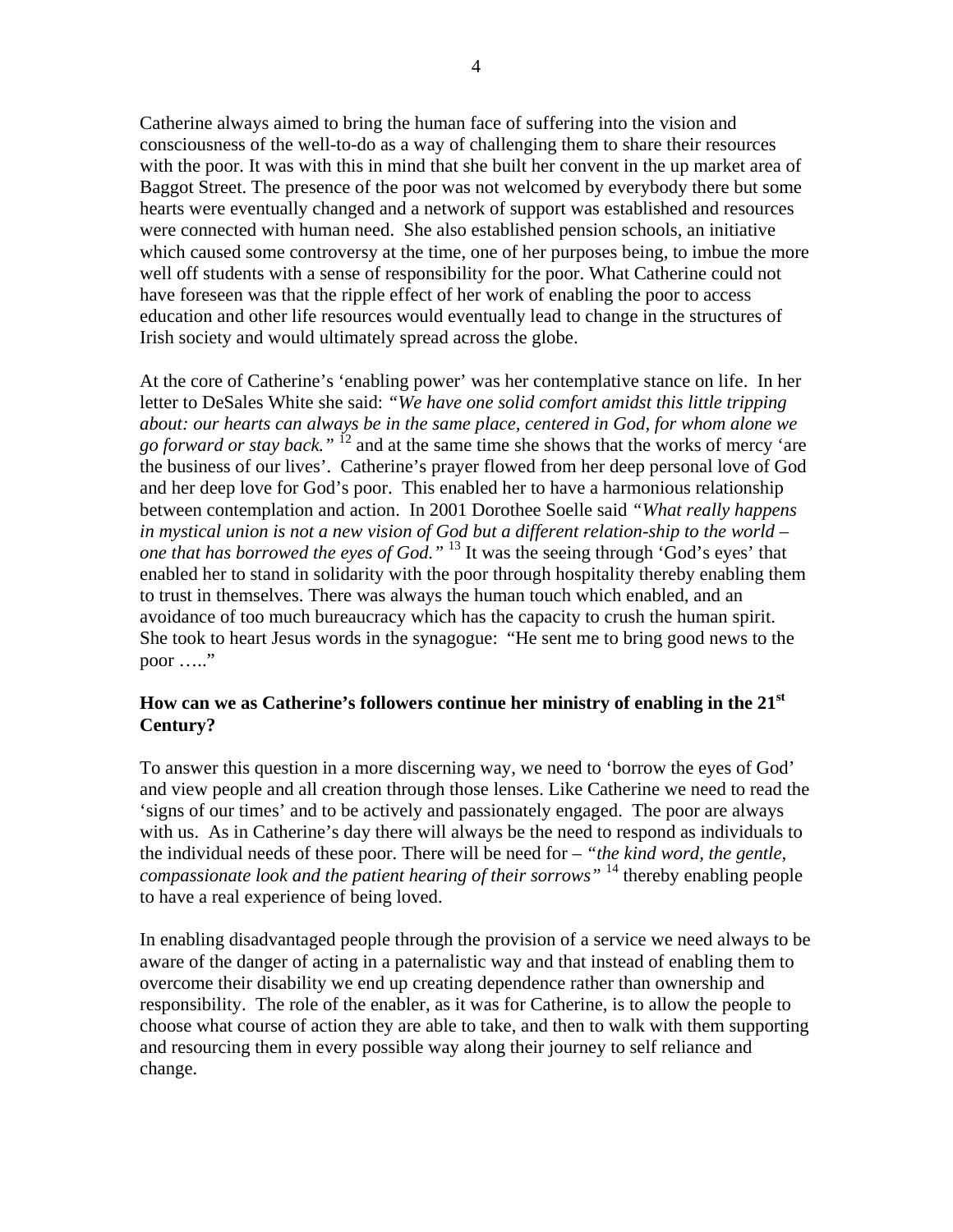Catherine always aimed to bring the human face of suffering into the vision and consciousness of the well-to-do as a way of challenging them to share their resources with the poor. It was with this in mind that she built her convent in the up market area of Baggot Street. The presence of the poor was not welcomed by everybody there but some hearts were eventually changed and a network of support was established and resources were connected with human need. She also established pension schools, an initiative which caused some controversy at the time, one of her purposes being, to imbue the more well off students with a sense of responsibility for the poor. What Catherine could not have foreseen was that the ripple effect of her work of enabling the poor to access education and other life resources would eventually lead to change in the structures of Irish society and would ultimately spread across the globe.

At the core of Catherine's 'enabling power' was her contemplative stance on life. In her letter to DeSales White she said: *"We have one solid comfort amidst this little tripping about: our hearts can always be in the same place, centered in God, for whom alone we go forward or stay back."* [12] and at the same time she shows that the works of mercy 'are the business of our lives'. Catherine's prayer flowed from her deep personal love of God and her deep love for God's poor. This enabled her to have a harmonious relationship between contemplation and action. In 2001 Dorothee Soelle said *"What really happens in mystical union is not a new vision of God but a different relation-ship to the world – one that has borrowed the eyes of God."* [13] It was the seeing through 'God's eyes' that enabled her to stand in solidarity with the poor through hospitality thereby enabling them to trust in themselves. There was always the human touch which enabled, and an avoidance of too much bureaucracy which has the capacity to crush the human spirit. She took to heart Jesus words in the synagogue: "He sent me to bring good news to the poor ….."

**How can we as Catherine's followers continue her ministry of enabling in the 21st Century?**

To answer this question in a more discerning way, we need to 'borrow the eyes of God' and view people and all creation through those lenses. Like Catherine we need to read the 'signs of our times' and to be actively and passionately engaged. The poor are always with us. As in Catherine's day there will always be the need to respond as individuals to the individual needs of these poor. There will be need for – *"the kind word, the gentle, compassionate look and the patient hearing of their sorrows"* [14] thereby enabling people to have a real experience of being loved.

In enabling disadvantaged people through the provision of a service we need always to be aware of the danger of acting in a paternalistic way and that instead of enabling them to overcome their disability we end up creating dependence rather than ownership and responsibility. The role of the enabler, as it was for Catherine, is to allow the people to choose what course of action they are able to take, and then to walk with them supporting and resourcing them in every possible way along their journey to self reliance and change.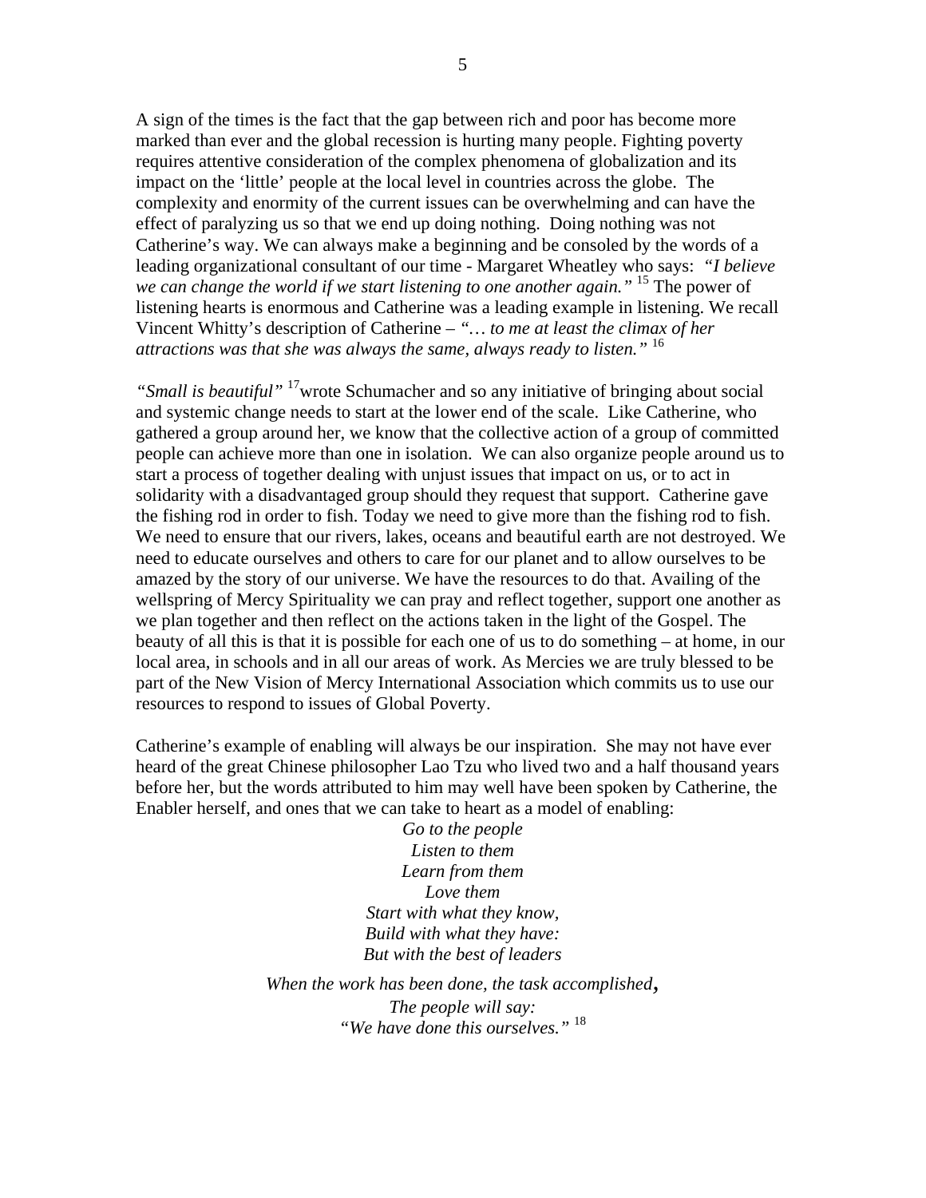A sign of the times is the fact that the gap between rich and poor has become more marked than ever and the global recession is hurting many people. Fighting poverty requires attentive consideration of the complex phenomena of globalization and its impact on the 'little' people at the local level in countries across the globe. The complexity and enormity of the current issues can be overwhelming and can have the effect of paralyzing us so that we end up doing nothing. Doing nothing was not Catherine's way. We can always make a beginning and be consoled by the words of a leading organizational consultant of our time - Margaret Wheatley who says: *"I believe we can change the world if we start listening to one another again."* [15] The power of listening hearts is enormous and Catherine was a leading example in listening. We recall Vincent Whitty's description of Catherine – *"… to me at least the climax of her attractions was that she was always the same, always ready to listen."* [16]

*"Small is beautiful"* [17]wrote Schumacher and so any initiative of bringing about social and systemic change needs to start at the lower end of the scale. Like Catherine, who gathered a group around her, we know that the collective action of a group of committed people can achieve more than one in isolation. We can also organize people around us to start a process of together dealing with unjust issues that impact on us, or to act in solidarity with a disadvantaged group should they request that support. Catherine gave the fishing rod in order to fish. Today we need to give more than the fishing rod to fish. We need to ensure that our rivers, lakes, oceans and beautiful earth are not destroyed. We need to educate ourselves and others to care for our planet and to allow ourselves to be amazed by the story of our universe. We have the resources to do that. Availing of the wellspring of Mercy Spirituality we can pray and reflect together, support one another as we plan together and then reflect on the actions taken in the light of the Gospel. The beauty of all this is that it is possible for each one of us to do something – at home, in our local area, in schools and in all our areas of work. As Mercies we are truly blessed to be part of the New Vision of Mercy International Association which commits us to use our resources to respond to issues of Global Poverty.

Catherine's example of enabling will always be our inspiration. She may not have ever heard of the great Chinese philosopher Lao Tzu who lived two and a half thousand years before her, but the words attributed to him may well have been spoken by Catherine, the Enabler herself, and ones that we can take to heart as a model of enabling:

*Go to the people*
*Listen to them*
*Learn from them*
*Love them*
*Start with what they know,*
*Build with what they have:*
*But with the best of leaders*

*When the work has been done, the task accomplished,*
*The people will say:*
*"We have done this ourselves."* [18]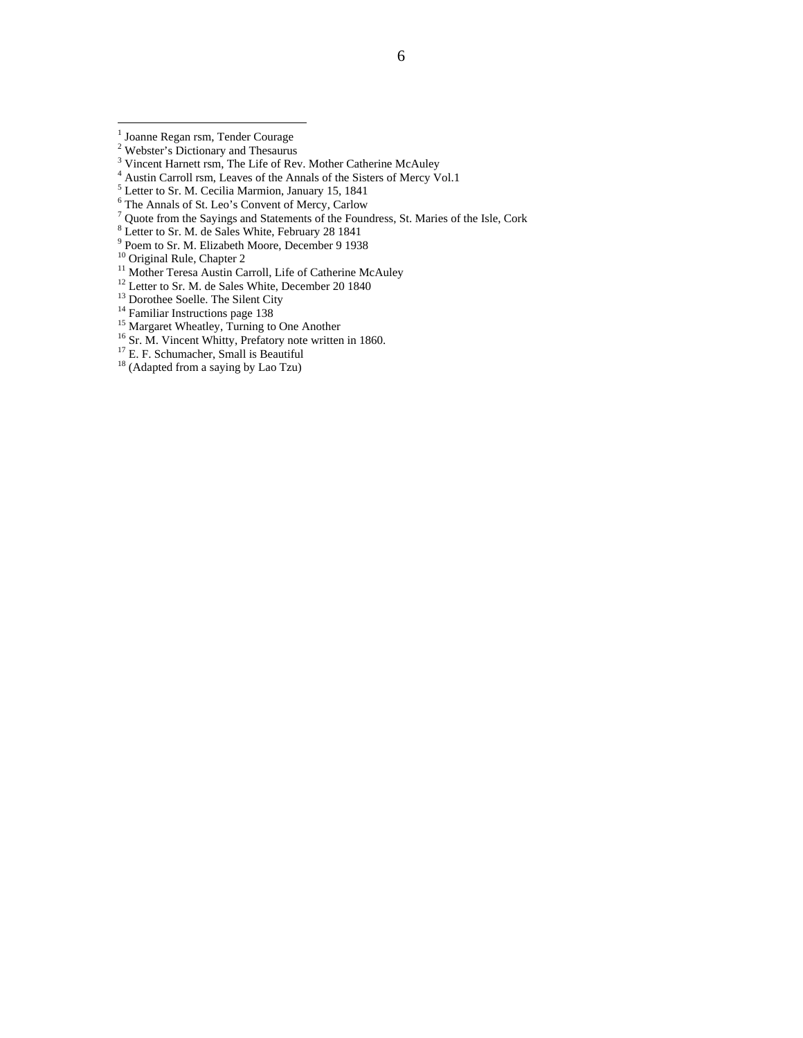[1] Joanne Regan rsm, Tender Courage

[2] Webster's Dictionary and Thesaurus

[3] Vincent Harnett rsm, The Life of Rev. Mother Catherine McAuley

[4] Austin Carroll rsm, Leaves of the Annals of the Sisters of Mercy Vol.1

[5] Letter to Sr. M. Cecilia Marmion, January 15, 1841

[6] The Annals of St. Leo's Convent of Mercy, Carlow

[7] Quote from the Sayings and Statements of the Foundress, St. Maries of the Isle, Cork

[8] Letter to Sr. M. de Sales White, February 28 1841

[9] Poem to Sr. M. Elizabeth Moore, December 9 1938

[10] Original Rule, Chapter 2

[11] Mother Teresa Austin Carroll, Life of Catherine McAuley

[12] Letter to Sr. M. de Sales White, December 20 1840

[13] Dorothee Soelle. The Silent City

[14] Familiar Instructions page 138

[15] Margaret Wheatley, Turning to One Another

[16] Sr. M. Vincent Whitty, Prefatory note written in 1860.

[17] E. F. Schumacher, Small is Beautiful

[18] (Adapted from a saying by Lao Tzu)